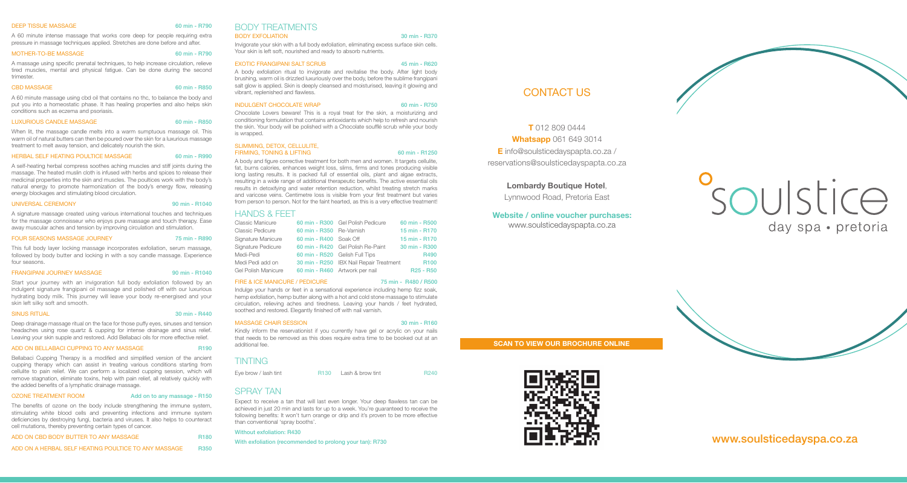### DEEP TISSUE MASSAGE — 60 min - R790

A 60 minute intense massage that works core deep for people requiring extra pressure in massage techniques applied. Stretches are done before and after.

### MOTHER-TO-BE MASSAGE — 60 min - R790

A massage using specific prenatal techniques, to help increase circulation, relieve tired muscles, mental and physical fatigue. Can be done during the second trimester.

### CBD MASSAGE — 60 min - R850

A 60 minute massage using cbd oil that contains no thc, to balance the body and put you into a homeostatic phase. It has healing properties and also helps skin conditions such as eczema and psoriasis.

### LUXURIOUS CANDLE MASSAGE — 60 min - R850

When lit, the massage candle melts into a warm sumptuous massage oil. This warm oil of natural butters can then be poured over the skin for a luxurious massage treatment to melt away tension, and delicately nourish the skin.

### HERBAL SELF HEATING POULTICE MASSAGE — 60 min - R990

A self-heating herbal compress soothes aching muscles and stiff joints during the massage. The heated muslin cloth is infused with herbs and spices to release their medicinal properties into the skin and muscles. The poultices work with the body's natural energy to promote harmonization of the body's energy flow, releasing energy blockages and stimulating blood circulation.

### UNIVERSAL CEREMONY — 90 min - R1040

A signature massage created using various international touches and techniques for the massage connoisseur who enjoys pure massage and touch therapy. Ease away muscular aches and tension by improving circulation and stimulation.

### FOUR SEASONS MASSAGE JOURNEY — 75 min - R890

This full body layer locking massage incorporates exfoliation, serum massage, followed by body butter and locking in with a soy candle massage. Experience four seasons.

### FRANGIPANI JOURNEY MASSAGE — 90 min - R1040

Start your journey with an invigoration full body exfoliation followed by an indulgent signature frangipani oil massage and polished off with our luxurious hydrating body milk. This journey will leave your body re-energised and your skin left silky soft and smooth.

### SINUS RITUAL — 30 min - R440

Deep drainage massage ritual on the face for those puffy eyes, sinuses and tension headaches using rose quartz & cupping for intense drainage and sinus relief. Leaving your skin supple and restored. Add Bellabaci oils for more effective relief.

### ADD ON BELLABACI CUPPING TO ANY MASSAGE — R190

Bellabaci Cupping Therapy is a modified and simplified version of the ancient cupping therapy which can assist in treating various conditions starting from cellulite to pain relief. We can perform a localized cupping session, which will remove stagnation, eliminate toxins, help with pain relief, all relatively quickly with the added benefits of a lymphatic drainage massage.

### OZONE TREATMENT ROOM — Add on to any massage - R150

The benefits of ozone on the body include strengthening the immune system, stimulating white blood cells and preventing infections and immune system deficiencies by destroying fungi, bacteria and viruses. It also helps to counteract cell mutations, thereby preventing certain types of cancer.

### ADD ON CBD BODY BUTTER TO ANY MASSAGE — R180

### ADD ON A HERBAL SELF HEATING POULTICE TO ANY MASSAGE — R350

## BODY TREATMENTS

### BODY EXFOLIATION — 30 min - R370

Invigorate your skin with a full body exfoliation, eliminating excess surface skin cells. Your skin is left soft, nourished and ready to absorb nutrients.

### EXOTIC FRANGIPANI SALT SCRUB — 45 min - R620

A body exfoliation ritual to invigorate and revitalise the body. After light body brushing, warm oil is drizzled luxuriously over the body, before the sublime frangipani salt glow is applied. Skin is deeply cleansed and moisturised, leaving it glowing and vibrant, replenished and flawless.

### INDULGENT CHOCOLATE WRAP — 60 min - R750

Chocolate Lovers beware! This is a royal treat for the skin, a moisturizing and conditioning formulation that contains antioxidants which help to refresh and nourish the skin. Your body will be polished with a Chocolate soufflé scrub while your body is wrapped.

### SLIMMING, DETOX, CELLULITE, FIRMING, TONING & LIFTING — 60 min - R1250

A body and figure corrective treatment for both men and women. It targets cellulite, fat, burns calories, enhances weight loss, slims, firms and tones producing visible long lasting results. It is packed full of essential oils, plant and algae extracts, resulting in a wide range of additional therapeutic benefits. The active essential oils results in detoxifying and water retention reduction, whilst treating stretch marks and varicose veins. Centimetre loss is visible from your first treatment but varies from person to person. Not for the faint hearted, as this is a very effective treatment!

## HANDS & FEET

| Treatment | Price | Treatment | Price |
|---|---|---|---|
| Classic Manicure | 60 min - R300 | Gel Polish Pedicure | 60 min - R500 |
| Classic Pedicure | 60 min - R350 | Re-Varnish | 15 min - R170 |
| Signature Manicure | 60 min - R400 | Soak Off | 15 min - R170 |
| Signature Pedicure | 60 min - R420 | Gel Polish Re-Paint | 30 min - R300 |
| Medi-Pedi | 60 min - R520 | Gelish Full Tips | R490 |
| Medi Pedi add on | 30 min - R250 | IBX Nail Repair Treatment | R100 |
| Gel Polish Manicure | 60 min - R460 | Artwork per nail | R25 - R50 |

### FIRE & ICE MANICURE / PEDICURE — 75 min - R480 / R500

Indulge your hands or feet in a sensational experience including hemp fizz soak, hemp exfoliation, hemp butter along with a hot and cold stone massage to stimulate circulation, relieving aches and tiredness. Leaving your hands / feet hydrated, soothed and restored. Elegantly finished off with nail varnish.

### MASSAGE CHAIR SESSION — 30 min - R160

Kindly inform the reservationist if you currently have gel or acrylic on your nails that needs to be removed as this does require extra time to be booked out at an additional fee.

## TINTING

| Treatment | Price | Treatment | Price |
|---|---|---|---|
| Eye brow / lash tint | R130 | Lash & brow tint | R240 |

## SPRAY TAN

Expect to receive a tan that will last even longer. Your deep flawless tan can be achieved in just 20 min and lasts for up to a week. You're guaranteed to receive the following benefits: It won't turn orange or drip and it's proven to be more effective than conventional 'spray booths'.

Without exfoliation: R430

With exfoliation (recommended to prolong your tan): R730

## CONTACT US

**T** 012 809 0444
**Whatsapp** 061 649 3014
**E** info@soulsticedayspapta.co.za / reservations@soulsticedayspapta.co.za

**Lombardy Boutique Hotel**,
Lynnwood Road, Pretoria East

**Website / online voucher purchases:**
www.soulsticedayspapta.co.za

**SCAN TO VIEW OUR BROCHURE ONLINE**

# soulstice

day spa • pretoria

**www.soulsticedayspa.co.za**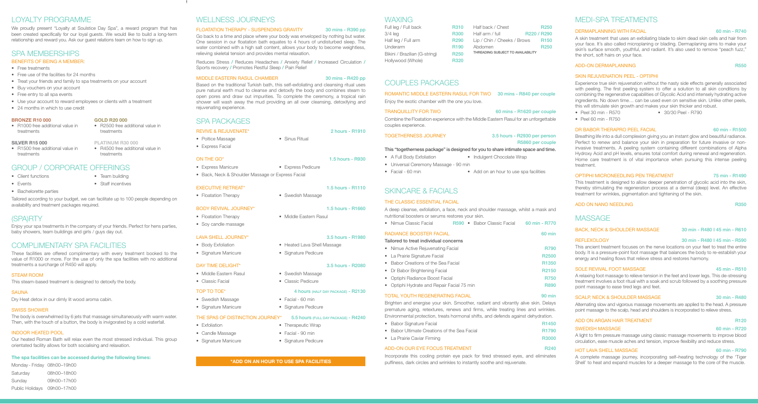## LOYALTY PROGRAMME

We proudly present "Loyalty at Soulstice Day Spa", a reward program that has been created specifically for our loyal guests. We would like to build a long-term relationship and reward you. Ask our guest relations team on how to sign up.

## SPA MEMBERSHIPS

### BENEFITS OF BEING A MEMBER:

- Free treatments
- Free use of the facilities for 24 months
- Treat your friends and family to spa treatments on your account
- Buy vouchers on your account
- Free entry to all spa events
- Use your account to reward employees or clients with a treatment
- 24 months in which to use credit

**BRONZE R10 000**
- R1000 free additional value in treatments

**SILVER R15 000**
- R1500 free additional value in treatments

**GOLD R20 000**
- R2500 free additional value in treatments

**PLATINUM R30 000**
- R4500 free additional value in treatments

## GROUP / CORPORATE OFFERINGS

- Client functions
- Events
- Bachelorette parties
- Team building
- Staff incentives

Tailored according to your budget, we can facilitate up to 100 people depending on availability and treatment packages required.

## (SPA)RTY

Enjoy your spa treatments in the company of your friends. Perfect for hens parties, baby showers, team buildings and girls / guys day out.

## COMPLIMENTARY SPA FACILITIES

These facilities are offered complimentary with every treatment booked to the value of R1000 or more. For the use of only the spa facilities with no additional treatments a surcharge of R450 will apply.

### STEAM ROOM

This steam-based treatment is designed to detoxify the body.

### SAUNA

Dry Heat detox in our dimly lit wood aroma cabin.

### SWISS SHOWER

The body is overwhelmed by 6 jets that massage simultaneously with warm water. Then, with the touch of a button, the body is invigorated by a cold waterfall.

### INDOOR HEATED POOL

Our heated Roman Bath will relax even the most stressed individual. This group orientated facility allows for both socialising and relaxation.

**The spa facilities can be accessed during the following times:**

| | |
|---|---|
| Monday - Friday | 08h00–19h00 |
| Saturday | 08h00–18h00 |
| Sunday | 09h00–17h00 |
| Public Holidays | 09h00–17h00 |

## WELLNESS JOURNEYS

### FLOATATION THERAPY - SUSPENDING GRAVITY — 30 mins - R390 pp

Go back to a time and place where your body was enveloped by nothing but water. One session in our floatation bath equates to 4 hours of undisturbed sleep. The water combined with a high salt content, allows your body to become weightless, relieving skeletal tension and provides mental relaxation.

Reduces Stress / Reduces Headaches / Anxiety Relief / Increased Circulation / Sports recovery / Promotes Restful Sleep / Pain Relief

### MIDDLE EASTERN RASUL CHAMBER — 30 mins - R420 pp

Based on the traditional Turkish bath, this self-exfoliating and cleansing ritual uses pure natural earth mud to cleanse and detoxify the body and combines steam to open pores and draw out impurities. To complete the ceremony, a tropical rain shower will wash away the mud providing an all over cleansing, detoxifying and rejuvenating experience.

## SPA PACKAGES

### REVIVE & REJUVENATE* — 2 hours - R1910
- Poltice Massage
- Sinus Ritual
- Express Facial

### ON THE GO* — 1.5 hours - R930
- Express Manicure
- Express Pedicure
- Back, Neck & Shoulder Massage or Express Facial

### EXECUTIVE RETREAT* — 1.5 hours - R1110
- Floatation Therapy
- Swedish Massage

### BODY REVIVAL JOURNEY* — 1.5 hours - R1660
- Floatation Therapy
- Middle Eastern Rasul
- Soy candle massage

### LAVA SHELL JOURNEY* — 3.5 hours - R1980
- Body Exfoliation
- Heated Lava Shell Massage
- Signature Manicure
- Signature Pedicure

### DAY TIME DELIGHT* — 3.5 hours - R2080
- Middle Eastern Rasul
- Swedish Massage
- Classic Facial
- Classic Pedicure

### TOP TO TOE* — 4 hours (HALF DAY PACKAGE) - R2130
- Swedish Massage
- Facial - 60 min
- Signature Manicure
- Signature Pedicure

### THE SPAS OF DISTINCTION JOURNEY* — 5.5 hours (FULL DAY PACKAGE) - R4240
- Exfoliation
- Therapeutic Wrap
- Candle Massage
- Facial - 90 min
- Signature Manicure
- Signature Pedicure

**\*ADD ON AN HOUR TO USE SPA FACILITIES**

## WAXING

| | | | |
|---|---|---|---|
| Full leg / Full back | R310 | Half back / Chest | R250 |
| 3/4 leg | R300 | Half arm / full | R220 / R290 |
| Half leg / Full arm | R290 | Lip / Chin / Cheeks / Brows | R150 |
| Underarm | R190 | Abdomen | R250 |
| Bikini / Brazilian (G-string) | R250 | THREADING SUBJECT TO AVAILABILITY | |
| Hollywood (Whole) | R320 | | |

## COUPLES PACKAGES

### ROMANTIC MIDDLE EASTERN RASUL FOR TWO — 30 mins - R840 per couple

Enjoy the exotic chamber with the one you love.

### TRANQUILLITY FOR TWO — 60 mins - R1620 per couple

Combine the Floatation experience with the Middle Eastern Rasul for an unforgettable couples experience.

### TOGETHERNESS JOURNEY — 3.5 hours - R2930 per person / R5860 per couple

**This "togetherness package" is designed for you to share intimate space and time.**

- A Full Body Exfoliation
- Indulgent Chocolate Wrap
- Universal Ceremony Massage - 90 min
- Facial - 60 min
- Add on an hour to use spa facilities

## SKINCARE & FACIALS

### THE CLASSIC ESSENTIAL FACIAL

A deep cleanse, exfoliation, a face, neck and shoulder massage, whilst a mask and nutritional boosters or serums restores your skin.

- Nimue Classic Facial R590
- Babor Classic Facial 60 min - R770

### RADIANCE BOOSTER FACIAL — 60 min

**Tailored to treat individual concerns**

| | |
|---|---|
| Nimue Active Rejuvenating Facial | R790 |
| La Prairie Signature Facial | R2500 |
| Babor Creations of the Sea Facial | R1350 |
| Dr Babor Brightening Facial | R2150 |
| Optiphi Radiance Boost Facial | R750 |
| Optiphi Hydrate and Repair Facial 75 min | R890 |

### TOTAL YOUTH REGENERATING FACIAL — 90 min

Brighten and energise your skin. Smoother, radiant and vibrantly alive skin. Delays premature aging, retextures, renews and firms, while treating lines and wrinkles. Environmental protection, treats hormonal shifts, and defends against dehydration.

| | |
|---|---|
| Babor Signature Facial | R1450 |
| Babor Ultimate Creations of the Sea Facial | R1790 |
| La Prairie Caviar Firming | R3000 |

### ADD-ON OUR EYE FOCUS TREATMENT — R240

Incorporate this cooling protein eye pack for tired stressed eyes, and eliminates puffiness, dark circles and wrinkles to instantly soothe and rejuvenate.

## MEDI-SPA TREATMENTS

### DERMAPLANNING WITH FACIAL — 60 min - R740

A skin treatment that uses an exfoliating blade to skim dead skin cells and hair from your face. It's also called microplaning or blading. Dermaplaning aims to make your skin's surface smooth, youthful, and radiant. It's also used to remove "peach fuzz," the short, soft hairs on your face.

### ADD-ON DERMAPLANNING — R550

### SKIN REJUVENATION PEEL - OPTIPHI

Experience true skin rejuvenation without the nasty side effects generally associated with peeling. The first peeling system to offer a solution to all skin conditions by combining the regenerative capabilities of Glycolic Acid and intensely hydrating active ingredients. No down time… can be used even on sensitive skin. Unlike other peels, this will stimulate skin growth and makes your skin thicker and robust.

- Peel 30 min - R570
- 30/30 Peel - R790
- Peel 60 min - R750

### DR BABOR THERAPRO PEEL FACIAL — 60 min - R1500

Breathing life into a dull complexion giving you an instant glow and beautiful radiance. Perfect to renew and balance your skin in preparation for future invasive or non-invasive treatments. A peeling system containing different combinations of Alpha Hydroxy Acid and pH levels, ensures total comfort during renewal and regeneration. Home care treatment is of vital importance when pursuing this intense peeling treatment.

### OPTIPHI MICRONEEDLING PEN TREATMENT — 75 min - R1490

This treatment is designed to allow deeper penetration of glycolic acid into the skin, thereby stimulating the regeneration process at a dermal (deep) level. An effective treatment for wrinkles, pigmentation and tightening of the skin.

### ADD ON NANO NEEDLING — R350

## MASSAGE

### BACK, NECK & SHOULDER MASSAGE — 30 min - R480 I 45 min - R610

### REFLEXOLOGY — 30 min - R480 I 45 min - R590

This ancient treatment focuses on the nerve locations on your feet to treat the entire body. It is a pressure-point foot massage that balances the body to re-establish your energy and healing flows that relieve stress and restores harmony.

### SOLE REVIVAL FOOT MASSAGE — 45 min - R510

A relaxing foot massage to relieve tension in the feet and lower legs. This de-stressing treatment involves a foot ritual with a soak and scrub followed by a soothing pressure point massage to ease tired legs and feet.

### SCALP, NECK & SHOULDER MASSAGE — 30 min - R480

Alternating slow and vigorous massage movements are applied to the head. A pressure point massage to the scalp, head and shoulders is incorporated to relieve stress.

### ADD ON ARGAN HAIR TREATMENT — R120

### SWEDISH MASSAGE — 60 min - R720

A light to firm pressure massage using classic massage movements to improve blood circulation, ease muscle aches and tension, improve flexibility and reduce stress.

### HOT LAVA SHELL MASSAGE — 60 min - R790

A complete massage journey, incorporating self–heating technology of the 'Tiger Shell' to heat and expand muscles for a deeper massage to the core of the muscle.